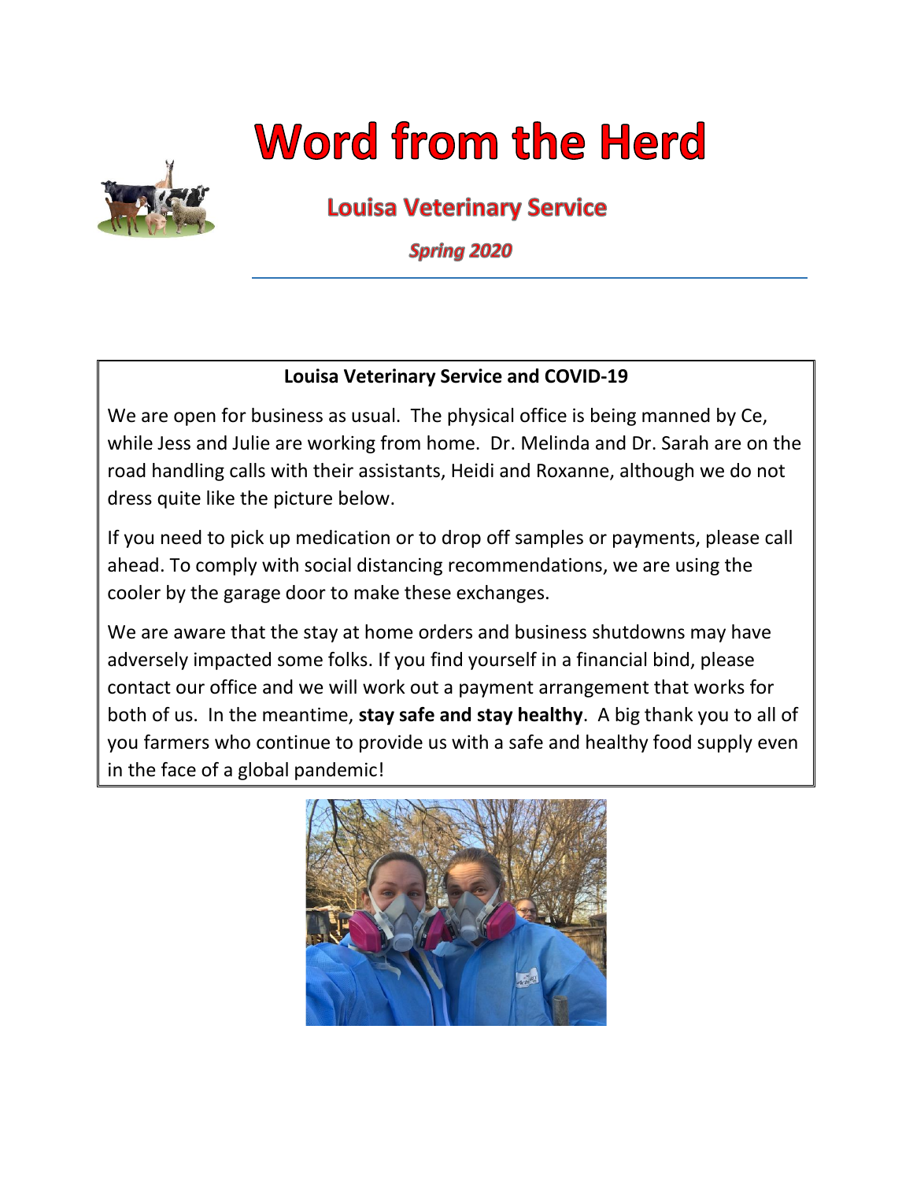# Word from the Herd

## Louisa Veterinary Service

***Spring 2020***

---

**Louisa Veterinary Service and COVID-19**

We are open for business as usual. The physical office is being manned by Ce, while Jess and Julie are working from home. Dr. Melinda and Dr. Sarah are on the road handling calls with their assistants, Heidi and Roxanne, although we do not dress quite like the picture below.

If you need to pick up medication or to drop off samples or payments, please call ahead. To comply with social distancing recommendations, we are using the cooler by the garage door to make these exchanges.

We are aware that the stay at home orders and business shutdowns may have adversely impacted some folks. If you find yourself in a financial bind, please contact our office and we will work out a payment arrangement that works for both of us. In the meantime, **stay safe and stay healthy**. A big thank you to all of you farmers who continue to provide us with a safe and healthy food supply even in the face of a global pandemic!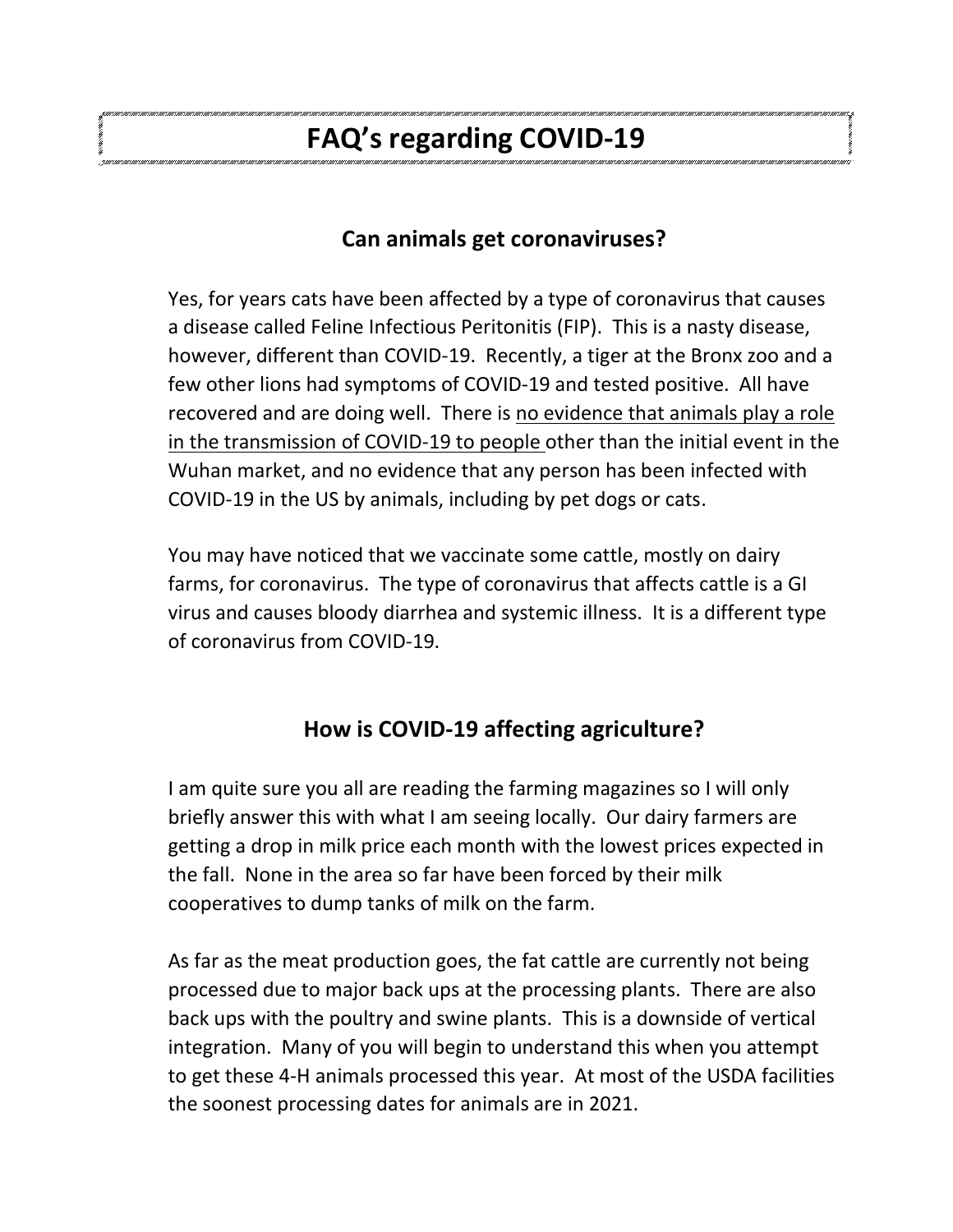# FAQ's regarding COVID-19

## Can animals get coronaviruses?

Yes, for years cats have been affected by a type of coronavirus that causes a disease called Feline Infectious Peritonitis (FIP). This is a nasty disease, however, different than COVID-19. Recently, a tiger at the Bronx zoo and a few other lions had symptoms of COVID-19 and tested positive. All have recovered and are doing well. There is <u>no evidence that animals play a role in the transmission of COVID-19 to people</u> other than the initial event in the Wuhan market, and no evidence that any person has been infected with COVID-19 in the US by animals, including by pet dogs or cats.

You may have noticed that we vaccinate some cattle, mostly on dairy farms, for coronavirus. The type of coronavirus that affects cattle is a GI virus and causes bloody diarrhea and systemic illness. It is a different type of coronavirus from COVID-19.

## How is COVID-19 affecting agriculture?

I am quite sure you all are reading the farming magazines so I will only briefly answer this with what I am seeing locally. Our dairy farmers are getting a drop in milk price each month with the lowest prices expected in the fall. None in the area so far have been forced by their milk cooperatives to dump tanks of milk on the farm.

As far as the meat production goes, the fat cattle are currently not being processed due to major back ups at the processing plants. There are also back ups with the poultry and swine plants. This is a downside of vertical integration. Many of you will begin to understand this when you attempt to get these 4-H animals processed this year. At most of the USDA facilities the soonest processing dates for animals are in 2021.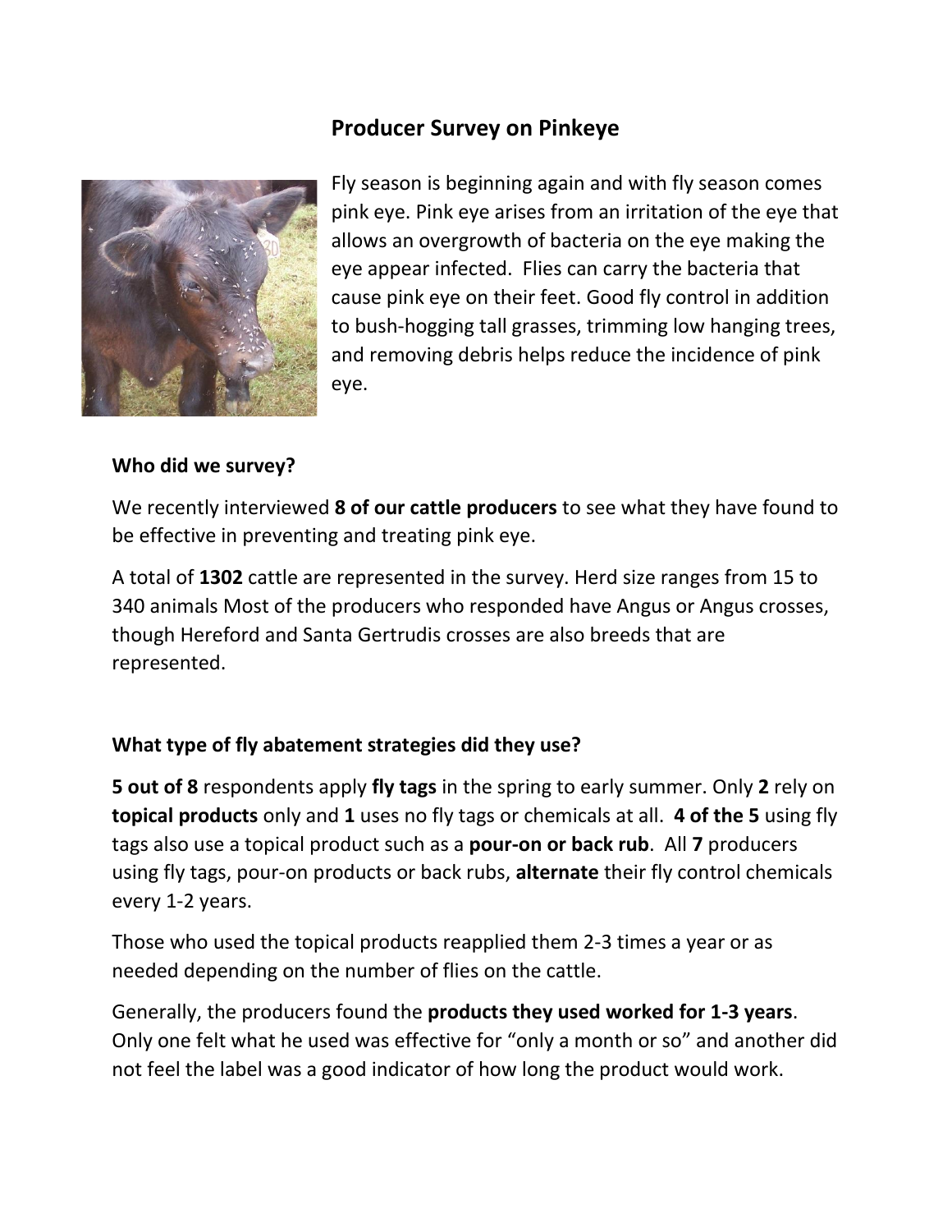# Producer Survey on Pinkeye

Fly season is beginning again and with fly season comes pink eye. Pink eye arises from an irritation of the eye that allows an overgrowth of bacteria on the eye making the eye appear infected. Flies can carry the bacteria that cause pink eye on their feet. Good fly control in addition to bush-hogging tall grasses, trimming low hanging trees, and removing debris helps reduce the incidence of pink eye.

### Who did we survey?

We recently interviewed **8 of our cattle producers** to see what they have found to be effective in preventing and treating pink eye.

A total of **1302** cattle are represented in the survey. Herd size ranges from 15 to 340 animals Most of the producers who responded have Angus or Angus crosses, though Hereford and Santa Gertrudis crosses are also breeds that are represented.

### What type of fly abatement strategies did they use?

**5 out of 8** respondents apply **fly tags** in the spring to early summer. Only **2** rely on **topical products** only and **1** uses no fly tags or chemicals at all. **4 of the 5** using fly tags also use a topical product such as a **pour-on or back rub**. All **7** producers using fly tags, pour-on products or back rubs, **alternate** their fly control chemicals every 1-2 years.

Those who used the topical products reapplied them 2-3 times a year or as needed depending on the number of flies on the cattle.

Generally, the producers found the **products they used worked for 1-3 years**. Only one felt what he used was effective for "only a month or so" and another did not feel the label was a good indicator of how long the product would work.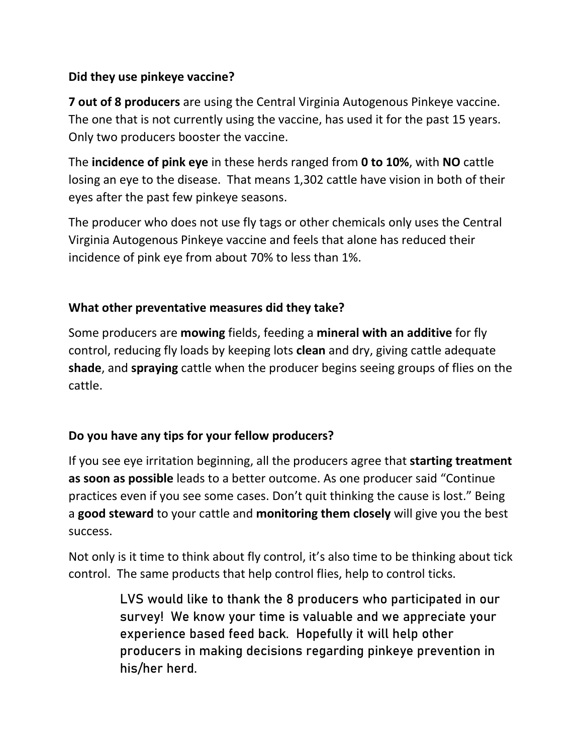**Did they use pinkeye vaccine?**

**7 out of 8 producers** are using the Central Virginia Autogenous Pinkeye vaccine. The one that is not currently using the vaccine, has used it for the past 15 years. Only two producers booster the vaccine.

The **incidence of pink eye** in these herds ranged from **0 to 10%**, with **NO** cattle losing an eye to the disease. That means 1,302 cattle have vision in both of their eyes after the past few pinkeye seasons.

The producer who does not use fly tags or other chemicals only uses the Central Virginia Autogenous Pinkeye vaccine and feels that alone has reduced their incidence of pink eye from about 70% to less than 1%.

**What other preventative measures did they take?**

Some producers are **mowing** fields, feeding a **mineral with an additive** for fly control, reducing fly loads by keeping lots **clean** and dry, giving cattle adequate **shade**, and **spraying** cattle when the producer begins seeing groups of flies on the cattle.

**Do you have any tips for your fellow producers?**

If you see eye irritation beginning, all the producers agree that **starting treatment as soon as possible** leads to a better outcome. As one producer said "Continue practices even if you see some cases. Don't quit thinking the cause is lost." Being a **good steward** to your cattle and **monitoring them closely** will give you the best success.

Not only is it time to think about fly control, it's also time to be thinking about tick control. The same products that help control flies, help to control ticks.

LVS would like to thank the 8 producers who participated in our survey! We know your time is valuable and we appreciate your experience based feed back. Hopefully it will help other producers in making decisions regarding pinkeye prevention in his/her herd.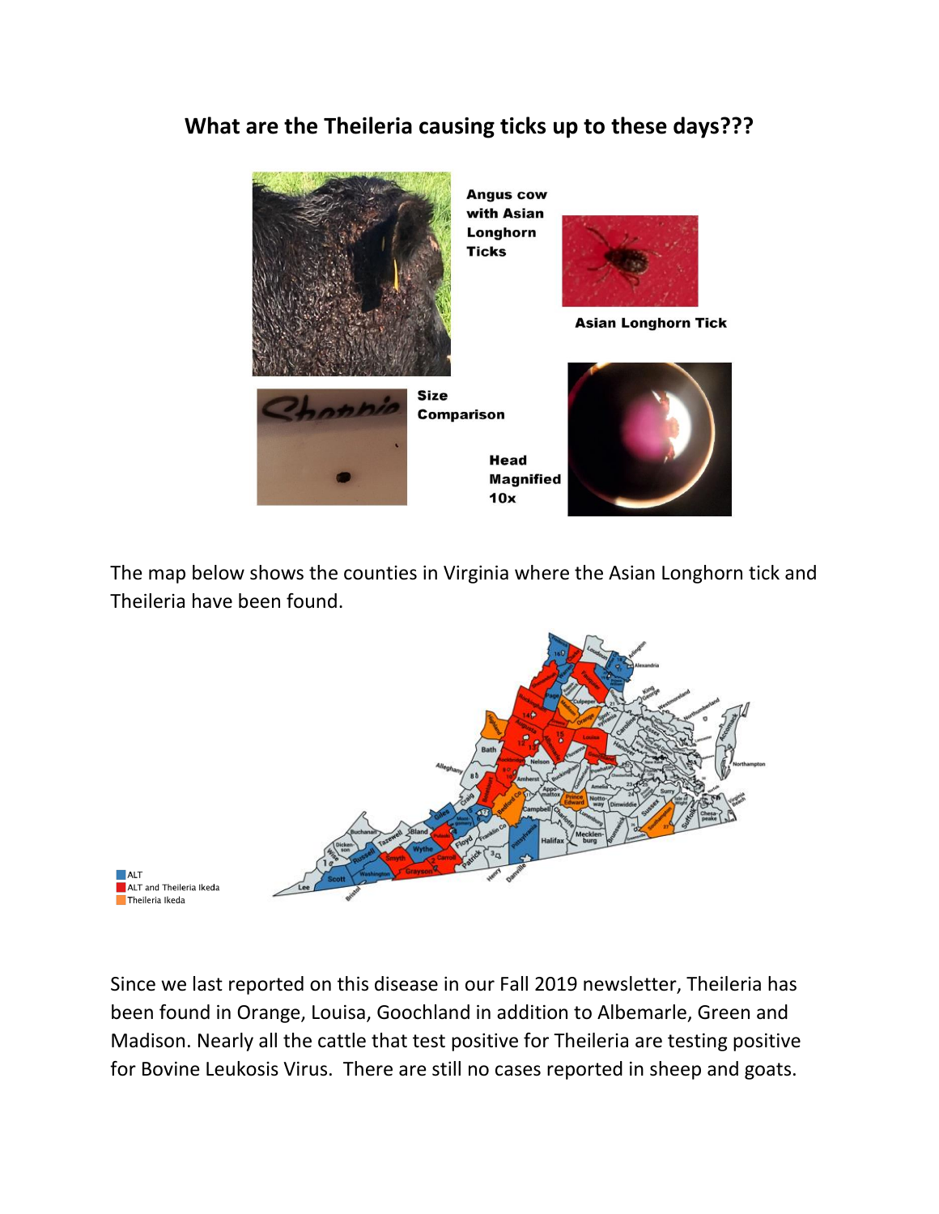# What are the Theileria causing ticks up to these days???

Angus cow with Asian Longhorn Ticks

Asian Longhorn Tick

Size Comparison

Head Magnified 10x

The map below shows the counties in Virginia where the Asian Longhorn tick and Theileria have been found.

- ALT
- ALT and Theileria Ikeda
- Theileria Ikeda

Since we last reported on this disease in our Fall 2019 newsletter, Theileria has been found in Orange, Louisa, Goochland in addition to Albemarle, Green and Madison. Nearly all the cattle that test positive for Theileria are testing positive for Bovine Leukosis Virus. There are still no cases reported in sheep and goats.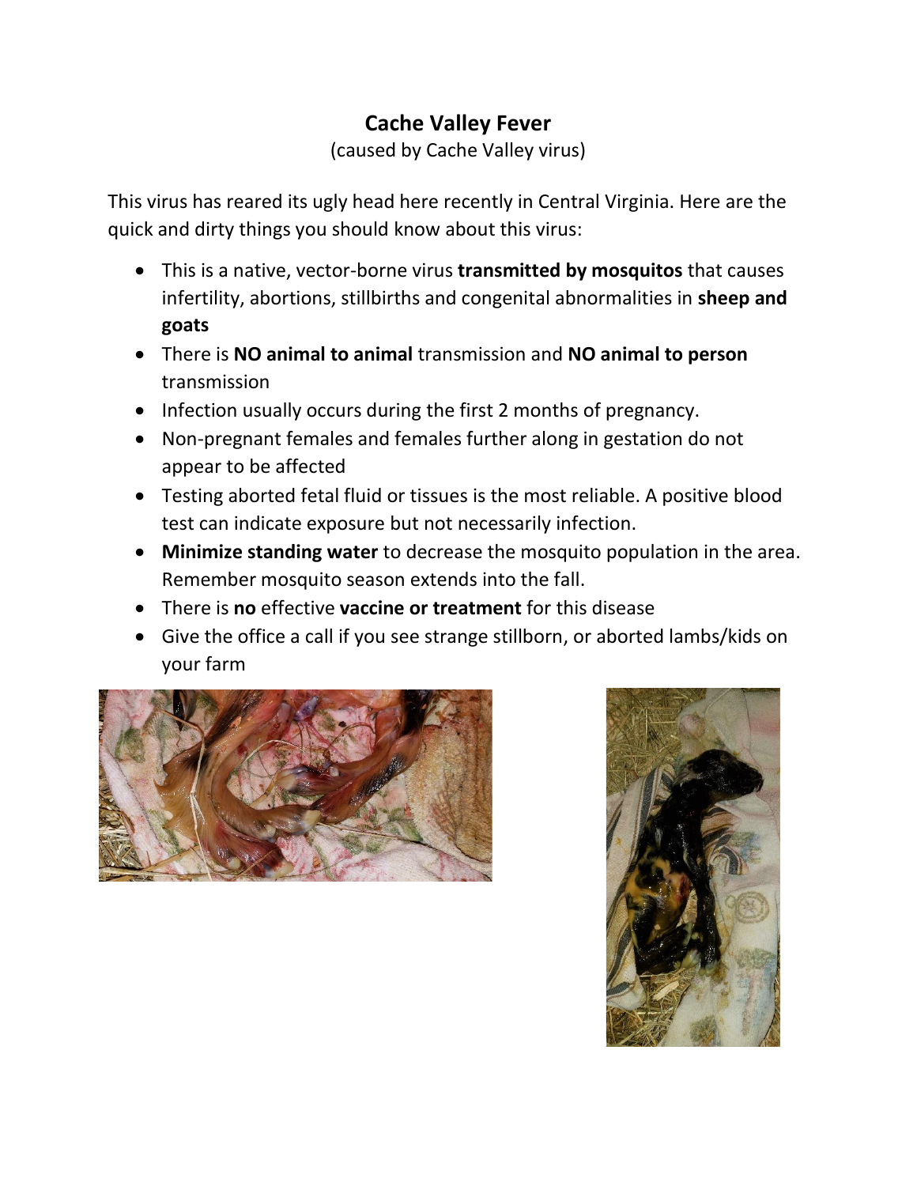# Cache Valley Fever

(caused by Cache Valley virus)

This virus has reared its ugly head here recently in Central Virginia. Here are the quick and dirty things you should know about this virus:

- This is a native, vector-borne virus **transmitted by mosquitos** that causes infertility, abortions, stillbirths and congenital abnormalities in **sheep and goats**
- There is **NO animal to animal** transmission and **NO animal to person** transmission
- Infection usually occurs during the first 2 months of pregnancy.
- Non-pregnant females and females further along in gestation do not appear to be affected
- Testing aborted fetal fluid or tissues is the most reliable. A positive blood test can indicate exposure but not necessarily infection.
- **Minimize standing water** to decrease the mosquito population in the area. Remember mosquito season extends into the fall.
- There is **no** effective **vaccine or treatment** for this disease
- Give the office a call if you see strange stillborn, or aborted lambs/kids on your farm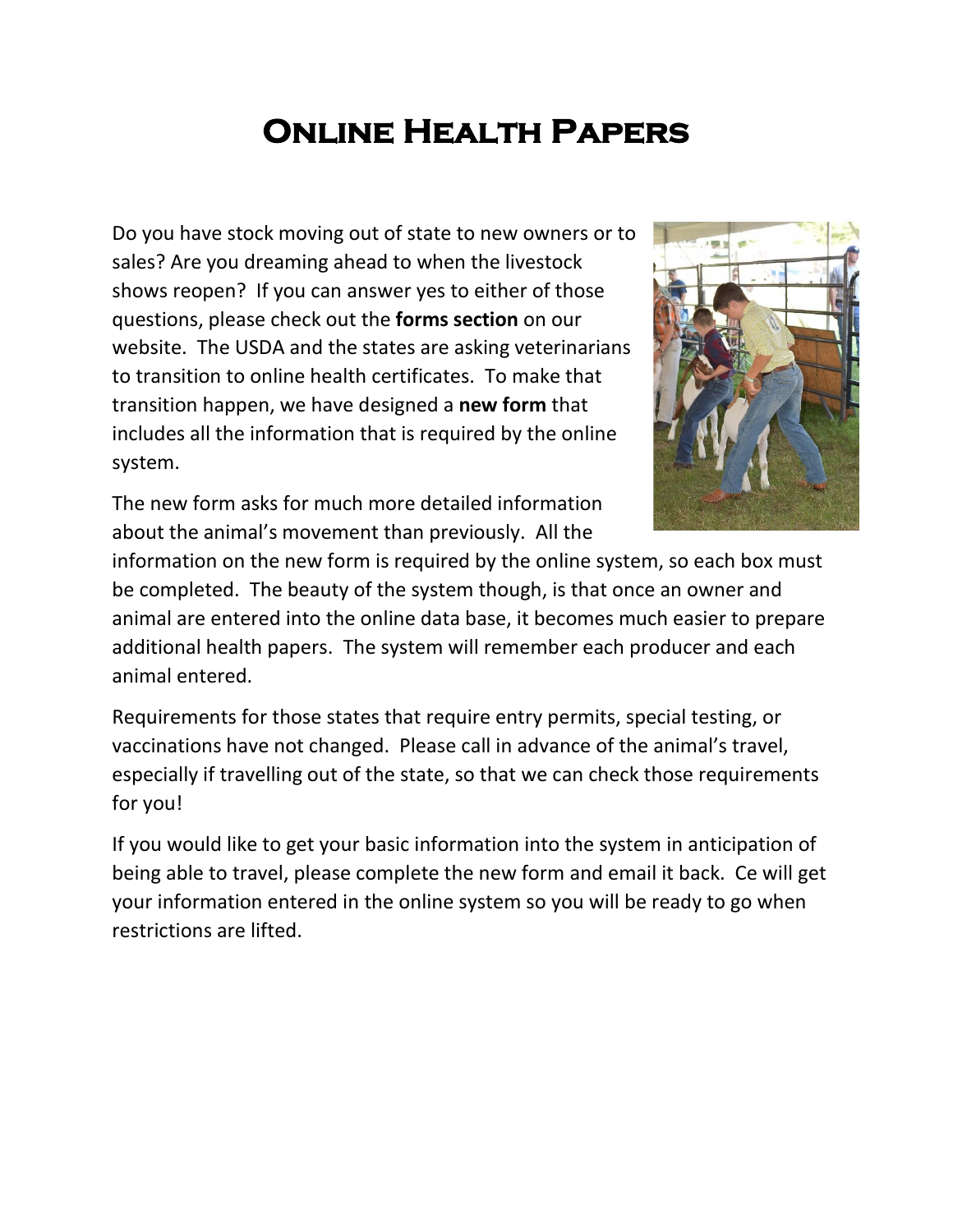# Online Health Papers

Do you have stock moving out of state to new owners or to sales? Are you dreaming ahead to when the livestock shows reopen? If you can answer yes to either of those questions, please check out the **forms section** on our website. The USDA and the states are asking veterinarians to transition to online health certificates. To make that transition happen, we have designed a **new form** that includes all the information that is required by the online system.

The new form asks for much more detailed information about the animal's movement than previously. All the information on the new form is required by the online system, so each box must be completed. The beauty of the system though, is that once an owner and animal are entered into the online data base, it becomes much easier to prepare additional health papers. The system will remember each producer and each animal entered.

Requirements for those states that require entry permits, special testing, or vaccinations have not changed. Please call in advance of the animal's travel, especially if travelling out of the state, so that we can check those requirements for you!

If you would like to get your basic information into the system in anticipation of being able to travel, please complete the new form and email it back. Ce will get your information entered in the online system so you will be ready to go when restrictions are lifted.